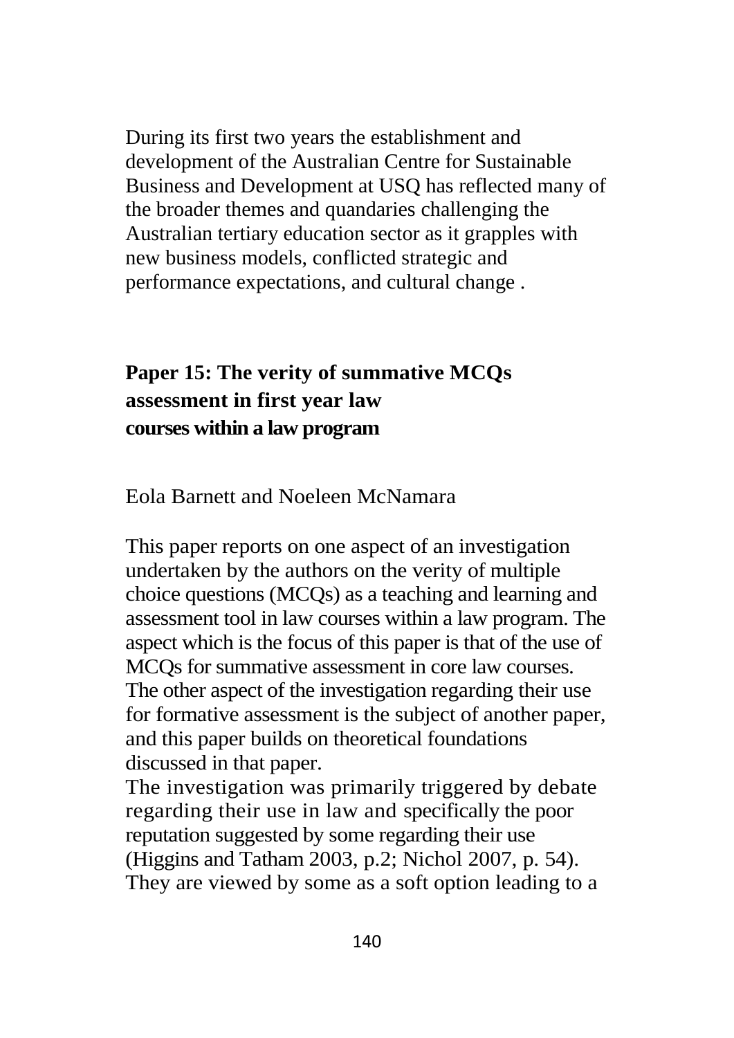During its first two years the establishment and development of the Australian Centre for Sustainable Business and Development at USQ has reflected many of the broader themes and quandaries challenging the Australian tertiary education sector as it grapples with new business models, conflicted strategic and performance expectations, and cultural change .

## Paper 15: The verity of summative MCQs assessment in first year law courses within a law program

Eola Barnett and Noeleen McNamara

This paper reports on one aspect of an investigation undertaken by the authors on the verity of multiple choice questions (MCQs) as a teaching and learning and assessment tool in law courses within a law program. The aspect which is the focus of this paper is that of the use of MCQs for summative assessment in core law courses. The other aspect of the investigation regarding their use for formative assessment is the subject of another paper, and this paper builds on theoretical foundations discussed in that paper.

The investigation was primarily triggered by debate regarding their use in law and specifically the poor reputation suggested by some regarding their use (Higgins and Tatham 2003, p.2; Nichol 2007, p. 54). They are viewed by some as a soft option leading to a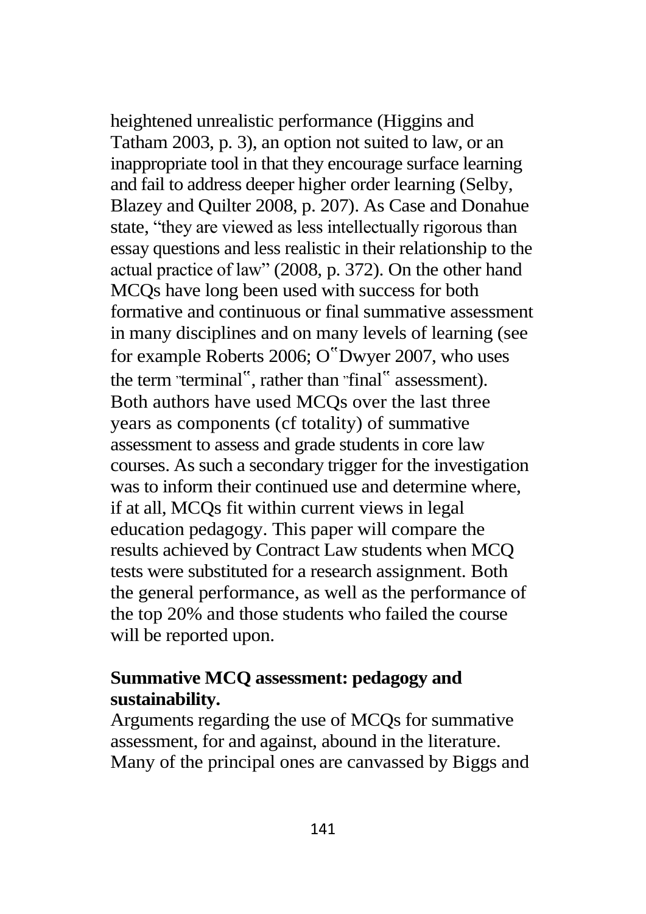heightened unrealistic performance (Higgins and Tatham 2003, p. 3), an option not suited to law, or an inappropriate tool in that they encourage surface learning and fail to address deeper higher order learning (Selby, Blazey and Quilter 2008, p. 207). As Case and Donahue state, "they are viewed as less intellectually rigorous than essay questions and less realistic in their relationship to the actual practice of law" (2008, p. 372). On the other hand MCQs have long been used with success for both formative and continuous or final summative assessment in many disciplines and on many levels of learning (see for example Roberts 2006; O‟Dwyer 2007, who uses the term ‟terminal‟, rather than ‟final‟ assessment). Both authors have used MCQs over the last three years as components (cf totality) of summative assessment to assess and grade students in core law courses. As such a secondary trigger for the investigation was to inform their continued use and determine where, if at all, MCQs fit within current views in legal education pedagogy. This paper will compare the results achieved by Contract Law students when MCQ tests were substituted for a research assignment. Both the general performance, as well as the performance of the top 20% and those students who failed the course will be reported upon.

## Summative MCQ assessment: pedagogy and sustainability.

Arguments regarding the use of MCQs for summative assessment, for and against, abound in the literature. Many of the principal ones are canvassed by Biggs and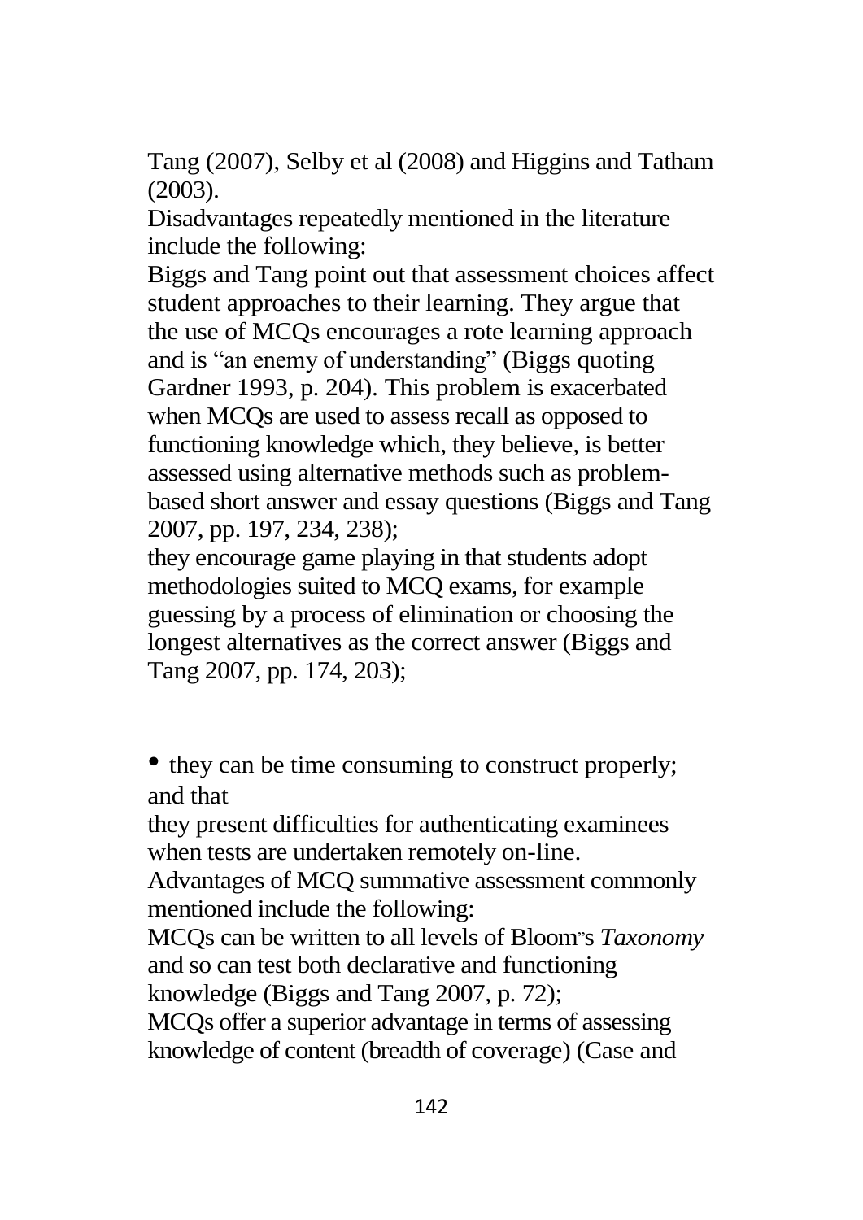Tang (2007), Selby et al (2008) and Higgins and Tatham (2003).

Disadvantages repeatedly mentioned in the literature include the following:

Biggs and Tang point out that assessment choices affect student approaches to their learning. They argue that the use of MCQs encourages a rote learning approach and is "an enemy of understanding" (Biggs quoting Gardner 1993, p. 204). This problem is exacerbated when MCQs are used to assess recall as opposed to functioning knowledge which, they believe, is better assessed using alternative methods such as problem-based short answer and essay questions (Biggs and Tang 2007, pp. 197, 234, 238);

they encourage game playing in that students adopt methodologies suited to MCQ exams, for example guessing by a process of elimination or choosing the longest alternatives as the correct answer (Biggs and Tang 2007, pp. 174, 203);

- they can be time consuming to construct properly; and that

they present difficulties for authenticating examinees when tests are undertaken remotely on-line.

Advantages of MCQ summative assessment commonly mentioned include the following:

MCQs can be written to all levels of Bloom"s *Taxonomy* and so can test both declarative and functioning knowledge (Biggs and Tang 2007, p. 72);

MCQs offer a superior advantage in terms of assessing knowledge of content (breadth of coverage) (Case and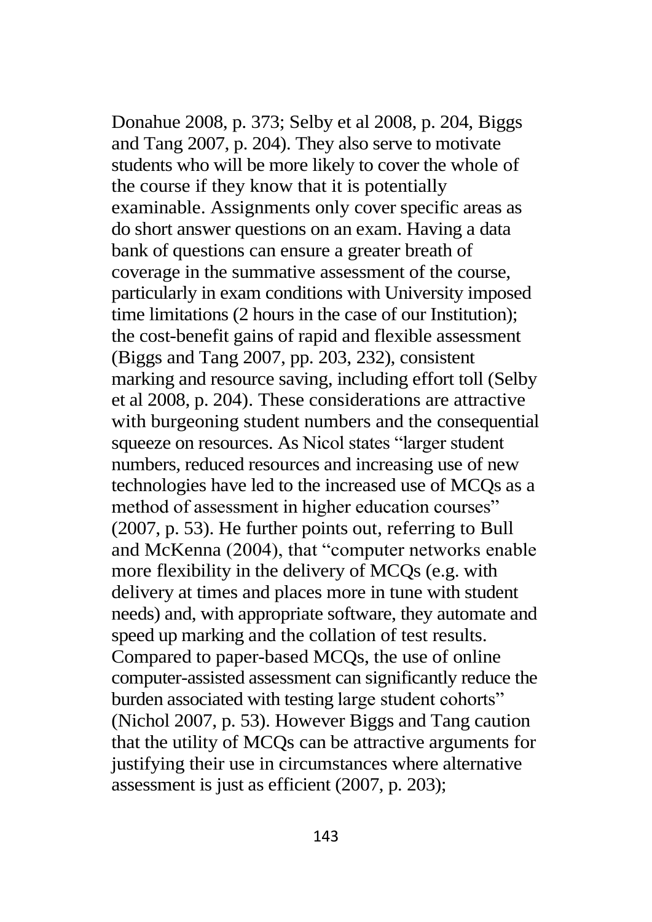Donahue 2008, p. 373; Selby et al 2008, p. 204, Biggs and Tang 2007, p. 204). They also serve to motivate students who will be more likely to cover the whole of the course if they know that it is potentially examinable. Assignments only cover specific areas as do short answer questions on an exam. Having a data bank of questions can ensure a greater breath of coverage in the summative assessment of the course, particularly in exam conditions with University imposed time limitations (2 hours in the case of our Institution); the cost-benefit gains of rapid and flexible assessment (Biggs and Tang 2007, pp. 203, 232), consistent marking and resource saving, including effort toll (Selby et al 2008, p. 204). These considerations are attractive with burgeoning student numbers and the consequential squeeze on resources. As Nicol states "larger student numbers, reduced resources and increasing use of new technologies have led to the increased use of MCQs as a method of assessment in higher education courses" (2007, p. 53). He further points out, referring to Bull and McKenna (2004), that "computer networks enable more flexibility in the delivery of MCQs (e.g. with delivery at times and places more in tune with student needs) and, with appropriate software, they automate and speed up marking and the collation of test results. Compared to paper-based MCQs, the use of online computer-assisted assessment can significantly reduce the burden associated with testing large student cohorts" (Nichol 2007, p. 53). However Biggs and Tang caution that the utility of MCQs can be attractive arguments for justifying their use in circumstances where alternative assessment is just as efficient (2007, p. 203);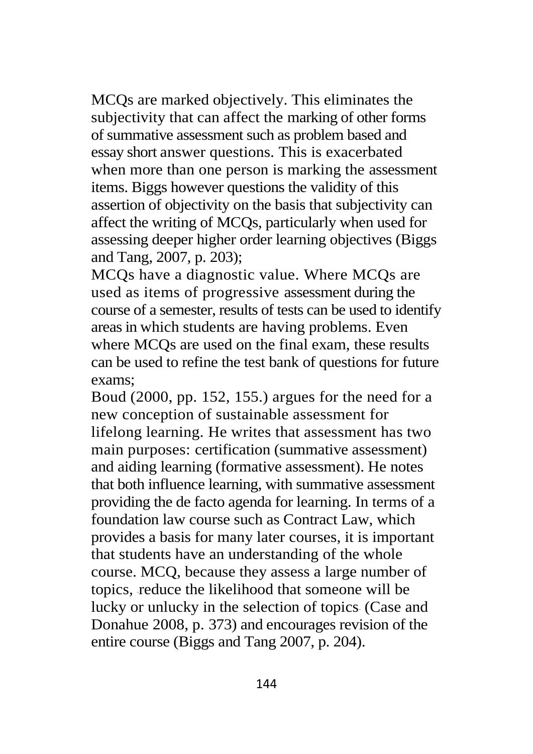MCQs are marked objectively. This eliminates the subjectivity that can affect the marking of other forms of summative assessment such as problem based and essay short answer questions. This is exacerbated when more than one person is marking the assessment items. Biggs however questions the validity of this assertion of objectivity on the basis that subjectivity can affect the writing of MCQs, particularly when used for assessing deeper higher order learning objectives (Biggs and Tang, 2007, p. 203);

MCQs have a diagnostic value. Where MCQs are used as items of progressive assessment during the course of a semester, results of tests can be used to identify areas in which students are having problems. Even where MCQs are used on the final exam, these results can be used to refine the test bank of questions for future exams;

Boud (2000, pp. 152, 155.) argues for the need for a new conception of sustainable assessment for lifelong learning. He writes that assessment has two main purposes: certification (summative assessment) and aiding learning (formative assessment). He notes that both influence learning, with summative assessment providing the de facto agenda for learning. In terms of a foundation law course such as Contract Law, which provides a basis for many later courses, it is important that students have an understanding of the whole course. MCQ, because they assess a large number of topics, reduce the likelihood that someone will be lucky or unlucky in the selection of topics (Case and Donahue 2008, p. 373) and encourages revision of the entire course (Biggs and Tang 2007, p. 204).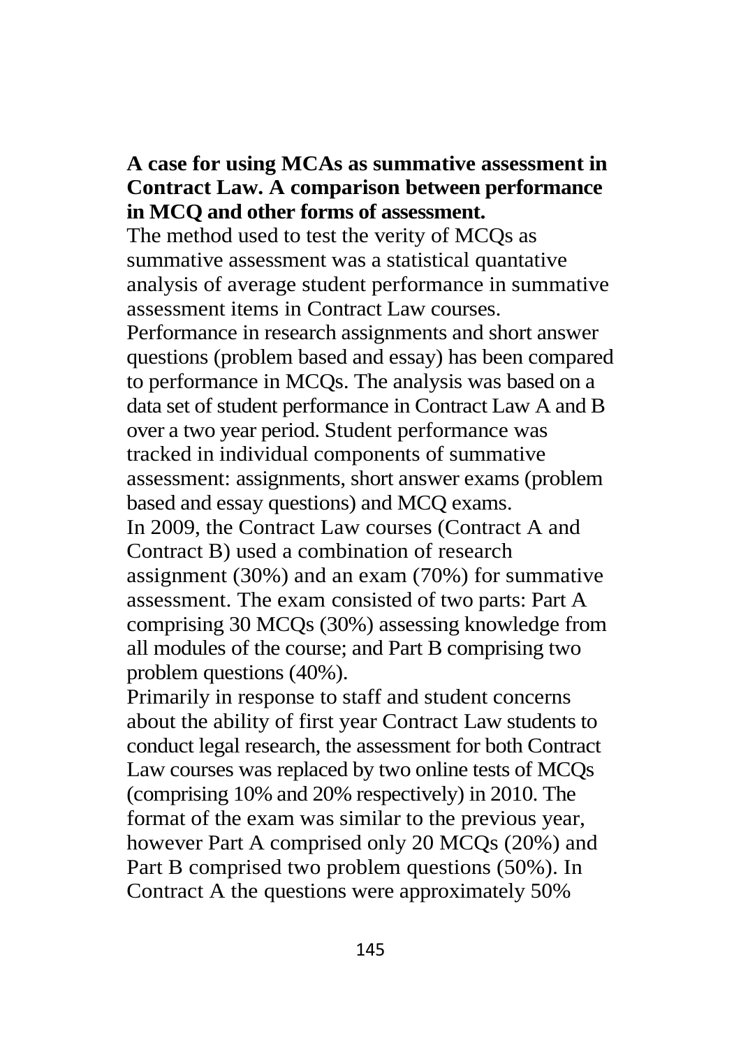**A case for using MCAs as summative assessment in Contract Law. A comparison between performance in MCQ and other forms of assessment.**

The method used to test the verity of MCQs as summative assessment was a statistical quantative analysis of average student performance in summative assessment items in Contract Law courses. Performance in research assignments and short answer questions (problem based and essay) has been compared to performance in MCQs. The analysis was based on a data set of student performance in Contract Law A and B over a two year period. Student performance was tracked in individual components of summative assessment: assignments, short answer exams (problem based and essay questions) and MCQ exams.

In 2009, the Contract Law courses (Contract A and Contract B) used a combination of research assignment (30%) and an exam (70%) for summative assessment. The exam consisted of two parts: Part A comprising 30 MCQs (30%) assessing knowledge from all modules of the course; and Part B comprising two problem questions (40%).

Primarily in response to staff and student concerns about the ability of first year Contract Law students to conduct legal research, the assessment for both Contract Law courses was replaced by two online tests of MCQs (comprising 10% and 20% respectively) in 2010. The format of the exam was similar to the previous year, however Part A comprised only 20 MCQs (20%) and Part B comprised two problem questions (50%). In Contract A the questions were approximately 50%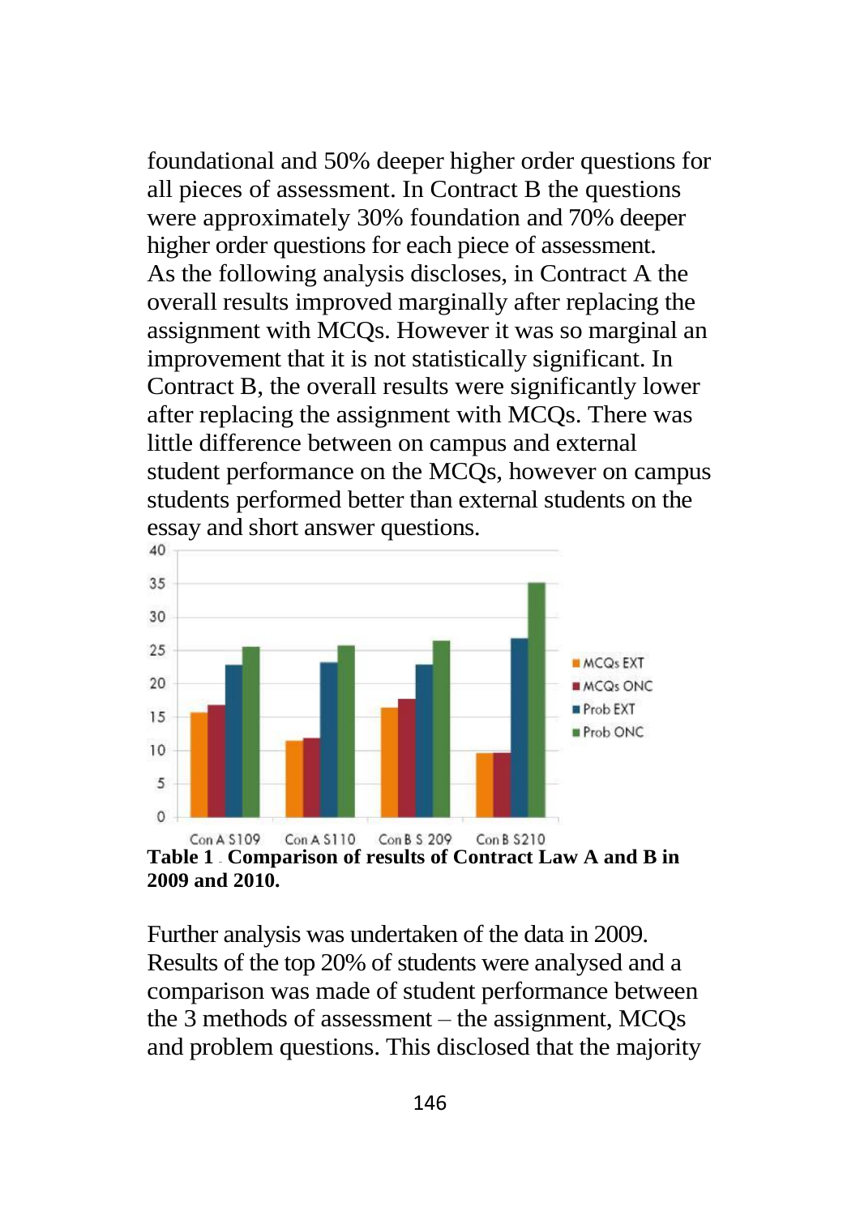foundational and 50% deeper higher order questions for all pieces of assessment. In Contract B the questions were approximately 30% foundation and 70% deeper higher order questions for each piece of assessment. As the following analysis discloses, in Contract A the overall results improved marginally after replacing the assignment with MCQs. However it was so marginal an improvement that it is not statistically significant. In Contract B, the overall results were significantly lower after replacing the assignment with MCQs. There was little difference between on campus and external student performance on the MCQs, however on campus students performed better than external students on the essay and short answer questions.

**Table 1 . Comparison of results of Contract Law A and B in 2009 and 2010.**

Further analysis was undertaken of the data in 2009. Results of the top 20% of students were analysed and a comparison was made of student performance between the 3 methods of assessment – the assignment, MCQs and problem questions. This disclosed that the majority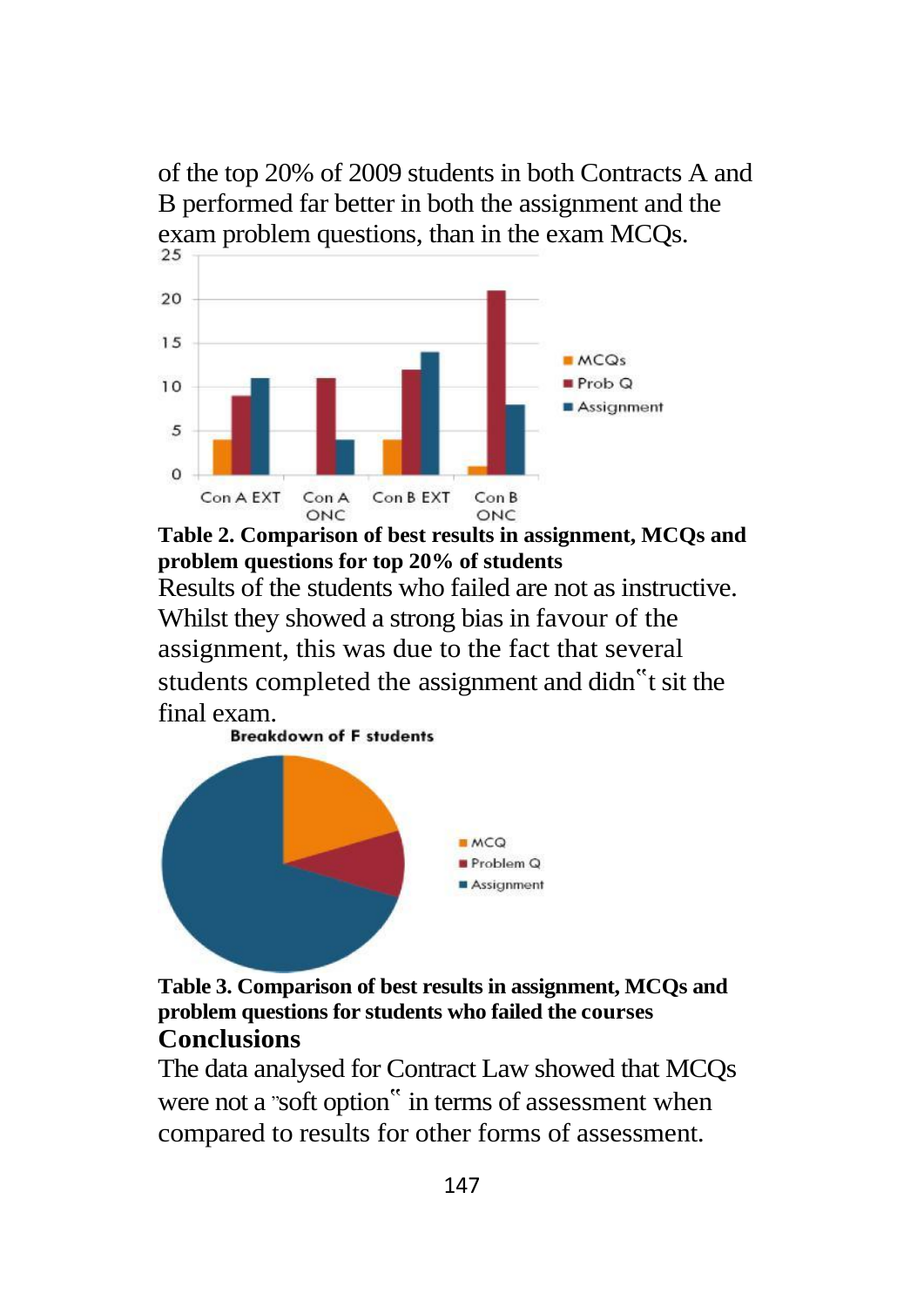of the top 20% of 2009 students in both Contracts A and B performed far better in both the assignment and the exam problem questions, than in the exam MCQs.

**Table 2. Comparison of best results in assignment, MCQs and problem questions for top 20% of students**

Results of the students who failed are not as instructive. Whilst they showed a strong bias in favour of the assignment, this was due to the fact that several students completed the assignment and didn"t sit the final exam.

**Table 3. Comparison of best results in assignment, MCQs and problem questions for students who failed the courses**

## Conclusions

The data analysed for Contract Law showed that MCQs were not a "soft option" in terms of assessment when compared to results for other forms of assessment.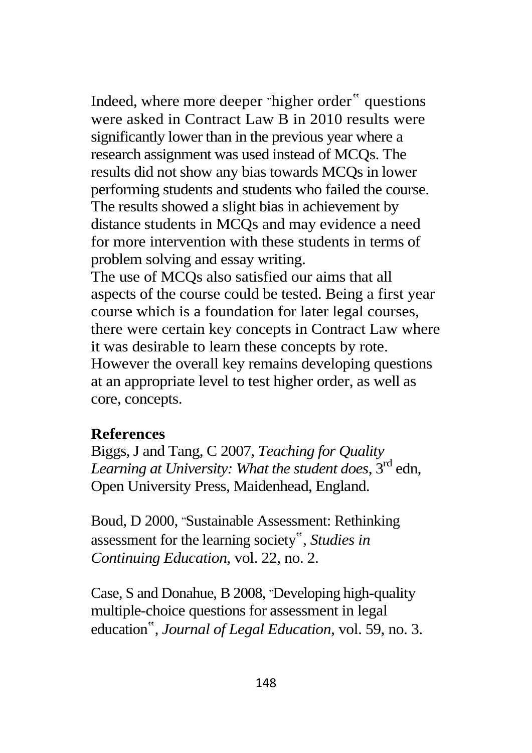Indeed, where more deeper "higher order" questions were asked in Contract Law B in 2010 results were significantly lower than in the previous year where a research assignment was used instead of MCQs. The results did not show any bias towards MCQs in lower performing students and students who failed the course. The results showed a slight bias in achievement by distance students in MCQs and may evidence a need for more intervention with these students in terms of problem solving and essay writing.

The use of MCQs also satisfied our aims that all aspects of the course could be tested. Being a first year course which is a foundation for later legal courses, there were certain key concepts in Contract Law where it was desirable to learn these concepts by rote. However the overall key remains developing questions at an appropriate level to test higher order, as well as core, concepts.

**References**

Biggs, J and Tang, C 2007, *Teaching for Quality Learning at University: What the student does*, 3rd edn, Open University Press, Maidenhead, England.

Boud, D 2000, "Sustainable Assessment: Rethinking assessment for the learning society", *Studies in Continuing Education*, vol. 22, no. 2.

Case, S and Donahue, B 2008, "Developing high-quality multiple-choice questions for assessment in legal education", *Journal of Legal Education*, vol. 59, no. 3.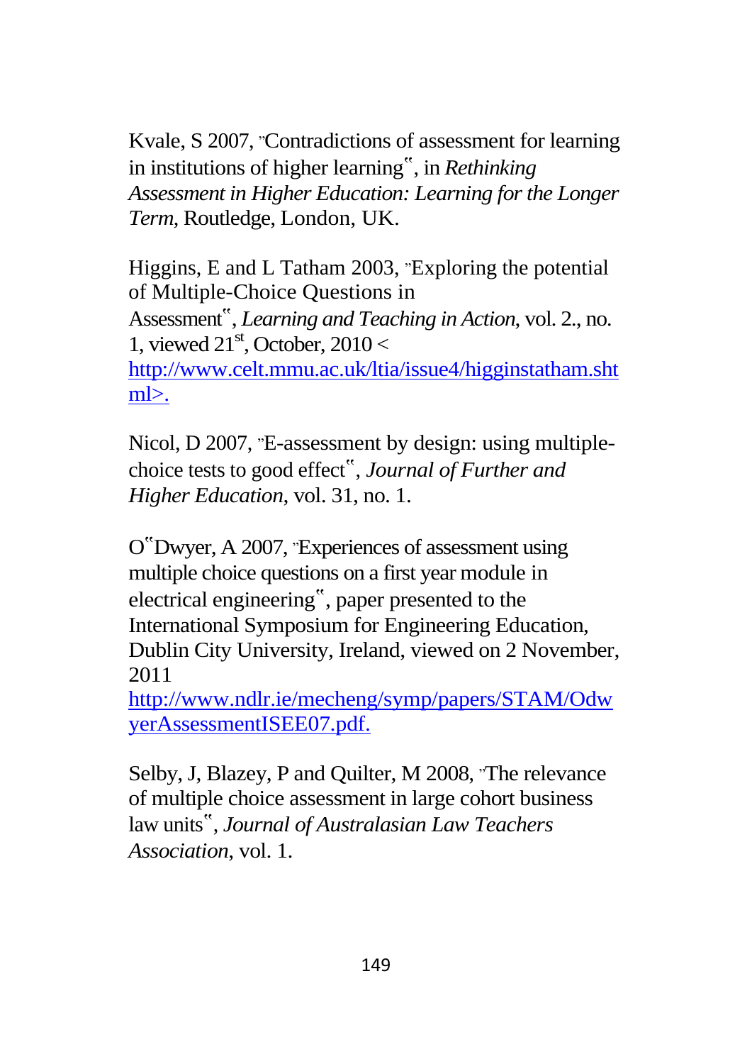Kvale, S 2007, "Contradictions of assessment for learning in institutions of higher learning", in *Rethinking Assessment in Higher Education: Learning for the Longer Term*, Routledge, London, UK.

Higgins, E and L Tatham 2003, "Exploring the potential of Multiple-Choice Questions in Assessment", *Learning and Teaching in Action*, vol. 2., no. 1, viewed 21st, October, 2010 < http://www.celt.mmu.ac.uk/ltia/issue4/higginstatham.shtml>.

Nicol, D 2007, "E-assessment by design: using multiple-choice tests to good effect", *Journal of Further and Higher Education*, vol. 31, no. 1.

O"Dwyer, A 2007, "Experiences of assessment using multiple choice questions on a first year module in electrical engineering", paper presented to the International Symposium for Engineering Education, Dublin City University, Ireland, viewed on 2 November, 2011 http://www.ndlr.ie/mecheng/symp/papers/STAM/OdwyerAssessmentISEE07.pdf.

Selby, J, Blazey, P and Quilter, M 2008, "The relevance of multiple choice assessment in large cohort business law units", *Journal of Australasian Law Teachers Association*, vol. 1.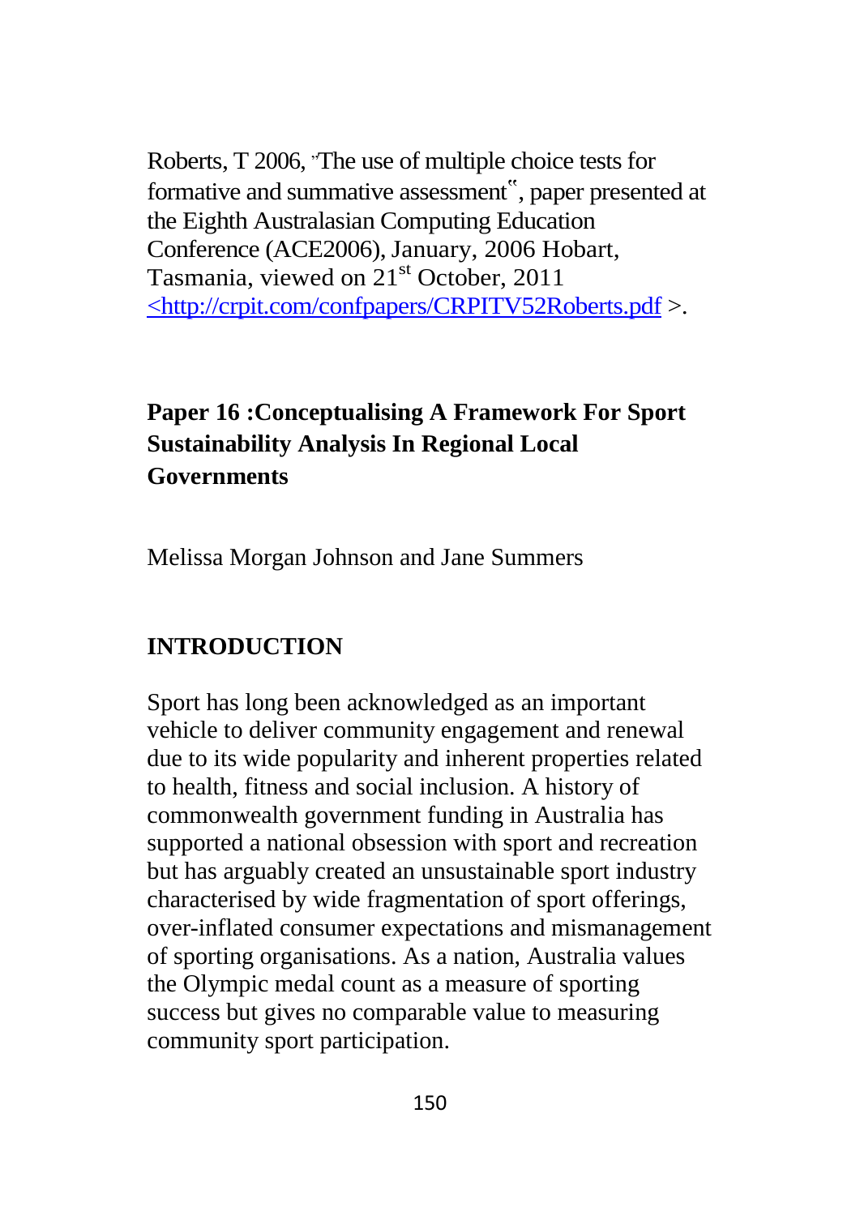Roberts, T 2006, "The use of multiple choice tests for formative and summative assessment", paper presented at the Eighth Australasian Computing Education Conference (ACE2006), January, 2006 Hobart, Tasmania, viewed on 21st October, 2011 <http://crpit.com/confpapers/CRPITV52Roberts.pdf >.

## Paper 16 :Conceptualising A Framework For Sport Sustainability Analysis In Regional Local Governments

Melissa Morgan Johnson and Jane Summers

### INTRODUCTION

Sport has long been acknowledged as an important vehicle to deliver community engagement and renewal due to its wide popularity and inherent properties related to health, fitness and social inclusion. A history of commonwealth government funding in Australia has supported a national obsession with sport and recreation but has arguably created an unsustainable sport industry characterised by wide fragmentation of sport offerings, over-inflated consumer expectations and mismanagement of sporting organisations. As a nation, Australia values the Olympic medal count as a measure of sporting success but gives no comparable value to measuring community sport participation.